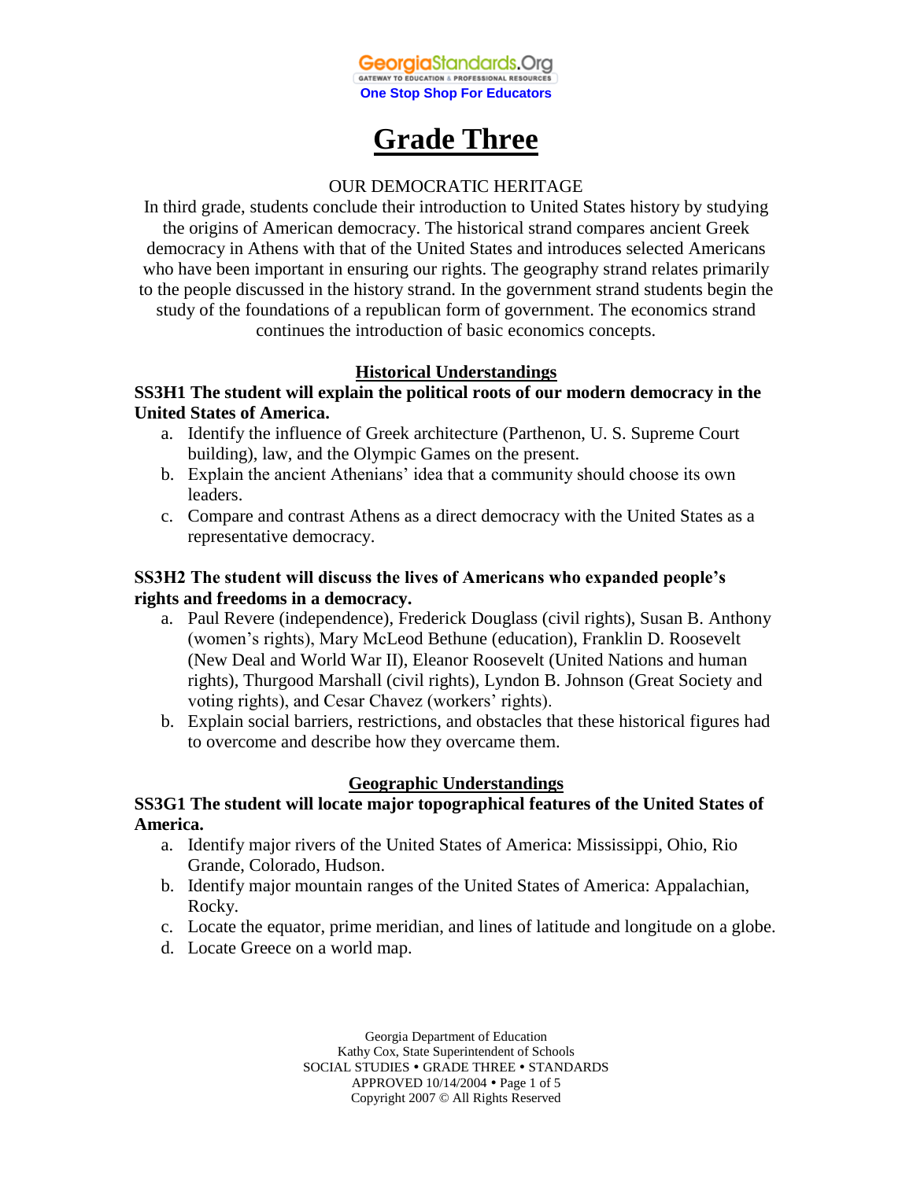# Grade Three

OUR DEMOCRATIC HERITAGE

In third grade, students conclude their introduction to United States history by studying the origins of American democracy. The historical strand compares ancient Greek democracy in Athens with that of the United States and introduces selected Americans who have been important in ensuring our rights. The geography strand relates primarily to the people discussed in the history strand. In the government strand students begin the study of the foundations of a republican form of government. The economics strand continues the introduction of basic economics concepts.

## Historical Understandings

**SS3H1 The student will explain the political roots of our modern democracy in the United States of America.**

a. Identify the influence of Greek architecture (Parthenon, U. S. Supreme Court building), law, and the Olympic Games on the present.
b. Explain the ancient Athenians' idea that a community should choose its own leaders.
c. Compare and contrast Athens as a direct democracy with the United States as a representative democracy.

**SS3H2 The student will discuss the lives of Americans who expanded people's rights and freedoms in a democracy.**

a. Paul Revere (independence), Frederick Douglass (civil rights), Susan B. Anthony (women's rights), Mary McLeod Bethune (education), Franklin D. Roosevelt (New Deal and World War II), Eleanor Roosevelt (United Nations and human rights), Thurgood Marshall (civil rights), Lyndon B. Johnson (Great Society and voting rights), and Cesar Chavez (workers' rights).
b. Explain social barriers, restrictions, and obstacles that these historical figures had to overcome and describe how they overcame them.

## Geographic Understandings

**SS3G1 The student will locate major topographical features of the United States of America.**

a. Identify major rivers of the United States of America: Mississippi, Ohio, Rio Grande, Colorado, Hudson.
b. Identify major mountain ranges of the United States of America: Appalachian, Rocky.
c. Locate the equator, prime meridian, and lines of latitude and longitude on a globe.
d. Locate Greece on a world map.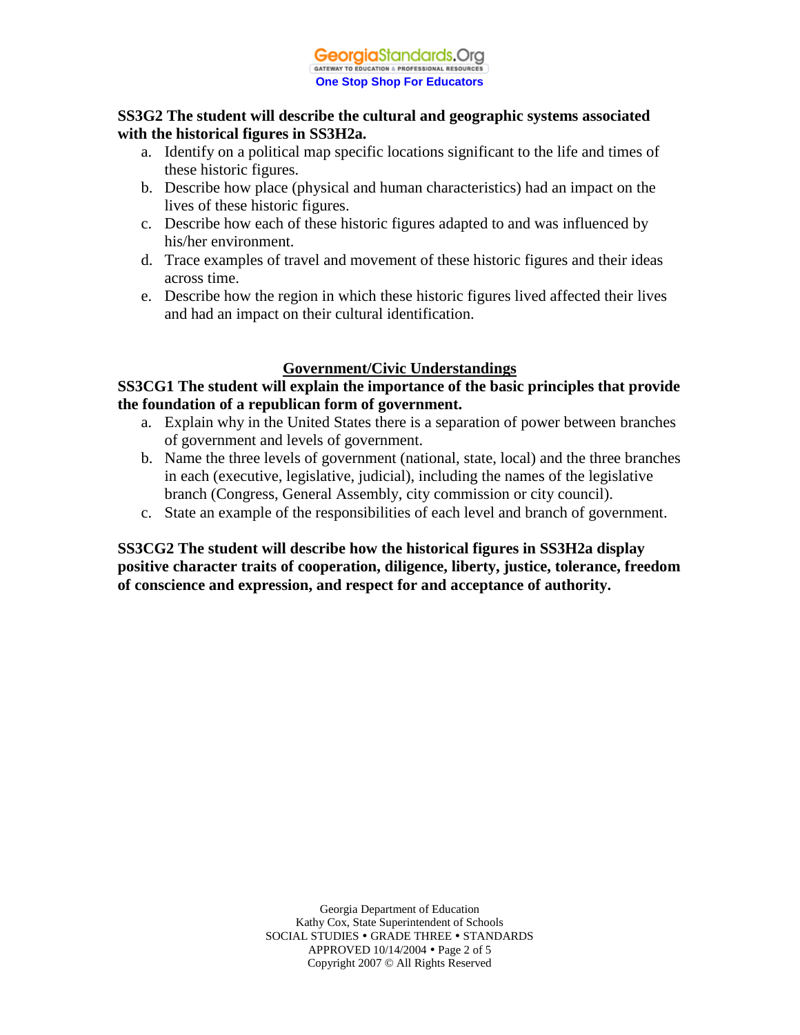**SS3G2 The student will describe the cultural and geographic systems associated with the historical figures in SS3H2a.**

a. Identify on a political map specific locations significant to the life and times of these historic figures.
b. Describe how place (physical and human characteristics) had an impact on the lives of these historic figures.
c. Describe how each of these historic figures adapted to and was influenced by his/her environment.
d. Trace examples of travel and movement of these historic figures and their ideas across time.
e. Describe how the region in which these historic figures lived affected their lives and had an impact on their cultural identification.

## Government/Civic Understandings

**SS3CG1 The student will explain the importance of the basic principles that provide the foundation of a republican form of government.**

a. Explain why in the United States there is a separation of power between branches of government and levels of government.
b. Name the three levels of government (national, state, local) and the three branches in each (executive, legislative, judicial), including the names of the legislative branch (Congress, General Assembly, city commission or city council).
c. State an example of the responsibilities of each level and branch of government.

**SS3CG2 The student will describe how the historical figures in SS3H2a display positive character traits of cooperation, diligence, liberty, justice, tolerance, freedom of conscience and expression, and respect for and acceptance of authority.**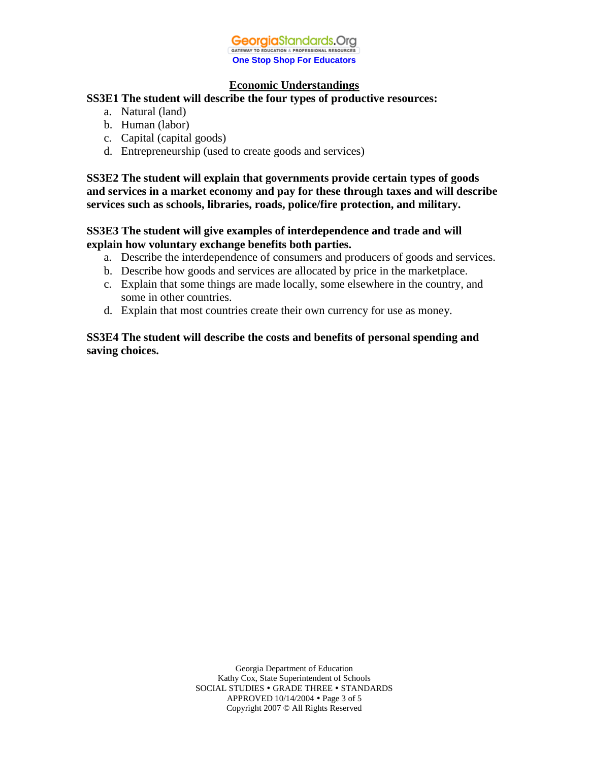## Economic Understandings

**SS3E1 The student will describe the four types of productive resources:**

a. Natural (land)
b. Human (labor)
c. Capital (capital goods)
d. Entrepreneurship (used to create goods and services)

**SS3E2 The student will explain that governments provide certain types of goods and services in a market economy and pay for these through taxes and will describe services such as schools, libraries, roads, police/fire protection, and military.**

**SS3E3 The student will give examples of interdependence and trade and will explain how voluntary exchange benefits both parties.**

a. Describe the interdependence of consumers and producers of goods and services.
b. Describe how goods and services are allocated by price in the marketplace.
c. Explain that some things are made locally, some elsewhere in the country, and some in other countries.
d. Explain that most countries create their own currency for use as money.

**SS3E4 The student will describe the costs and benefits of personal spending and saving choices.**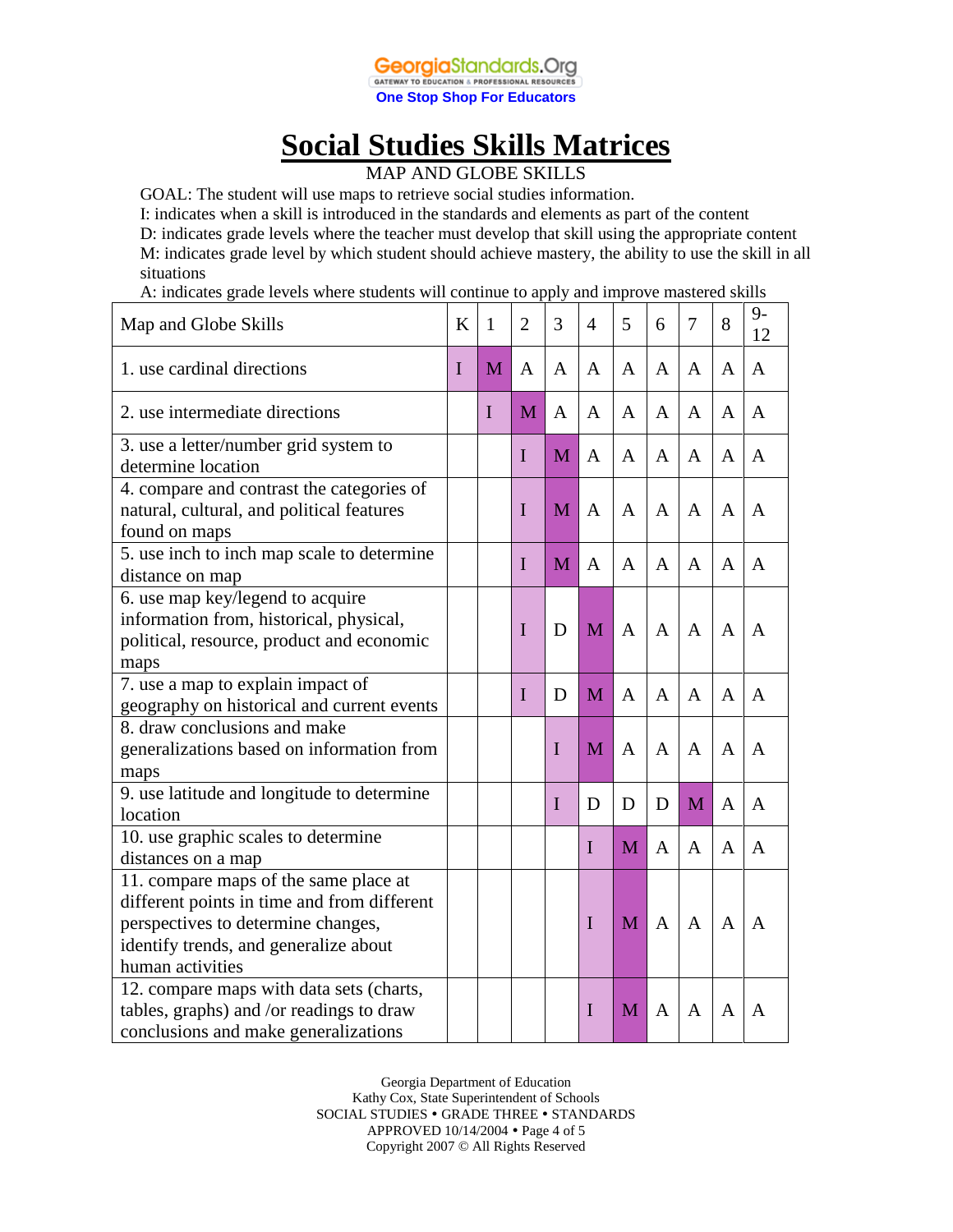# Social Studies Skills Matrices

MAP AND GLOBE SKILLS

GOAL: The student will use maps to retrieve social studies information.
I: indicates when a skill is introduced in the standards and elements as part of the content
D: indicates grade levels where the teacher must develop that skill using the appropriate content
M: indicates grade level by which student should achieve mastery, the ability to use the skill in all situations
A: indicates grade levels where students will continue to apply and improve mastered skills

| Map and Globe Skills | K | 1 | 2 | 3 | 4 | 5 | 6 | 7 | 8 | 9-12 |
|---|---|---|---|---|---|---|---|---|---|---|
| 1. use cardinal directions | I | M | A | A | A | A | A | A | A | A |
| 2. use intermediate directions | | I | M | A | A | A | A | A | A | A |
| 3. use a letter/number grid system to determine location | | | I | M | A | A | A | A | A | A |
| 4. compare and contrast the categories of natural, cultural, and political features found on maps | | | I | M | A | A | A | A | A | A |
| 5. use inch to inch map scale to determine distance on map | | | I | M | A | A | A | A | A | A |
| 6. use map key/legend to acquire information from, historical, physical, political, resource, product and economic maps | | | I | D | M | A | A | A | A | A |
| 7. use a map to explain impact of geography on historical and current events | | | I | D | M | A | A | A | A | A |
| 8. draw conclusions and make generalizations based on information from maps | | | | I | M | A | A | A | A | A |
| 9. use latitude and longitude to determine location | | | | I | D | D | D | M | A | A |
| 10. use graphic scales to determine distances on a map | | | | | I | M | A | A | A | A |
| 11. compare maps of the same place at different points in time and from different perspectives to determine changes, identify trends, and generalize about human activities | | | | | I | M | A | A | A | A |
| 12. compare maps with data sets (charts, tables, graphs) and /or readings to draw conclusions and make generalizations | | | | | I | M | A | A | A | A |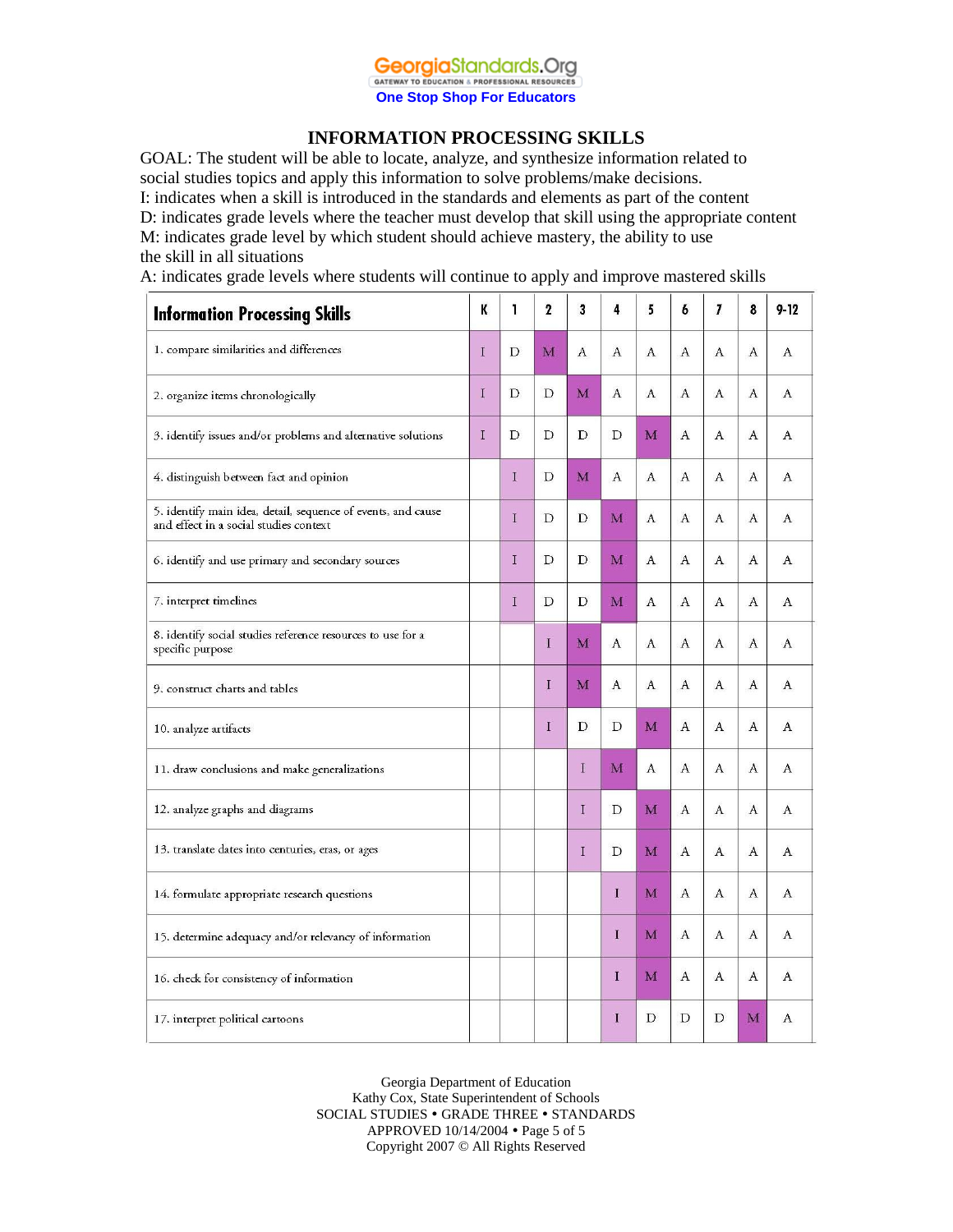# INFORMATION PROCESSING SKILLS

GOAL: The student will be able to locate, analyze, and synthesize information related to social studies topics and apply this information to solve problems/make decisions.
I: indicates when a skill is introduced in the standards and elements as part of the content
D: indicates grade levels where the teacher must develop that skill using the appropriate content
M: indicates grade level by which student should achieve mastery, the ability to use the skill in all situations
A: indicates grade levels where students will continue to apply and improve mastered skills

| Information Processing Skills | K | 1 | 2 | 3 | 4 | 5 | 6 | 7 | 8 | 9-12 |
|---|---|---|---|---|---|---|---|---|---|---|
| 1. compare similarities and differences | I | D | M | A | A | A | A | A | A | A |
| 2. organize items chronologically | I | D | D | M | A | A | A | A | A | A |
| 3. identify issues and/or problems and alternative solutions | I | D | D | D | D | M | A | A | A | A |
| 4. distinguish between fact and opinion | | I | D | M | A | A | A | A | A | A |
| 5. identify main idea, detail, sequence of events, and cause and effect in a social studies context | | I | D | D | M | A | A | A | A | A |
| 6. identify and use primary and secondary sources | | I | D | D | M | A | A | A | A | A |
| 7. interpret timelines | | I | D | D | M | A | A | A | A | A |
| 8. identify social studies reference resources to use for a specific purpose | | | I | M | A | A | A | A | A | A |
| 9. construct charts and tables | | | I | M | A | A | A | A | A | A |
| 10. analyze artifacts | | | I | D | D | M | A | A | A | A |
| 11. draw conclusions and make generalizations | | | | I | M | A | A | A | A | A |
| 12. analyze graphs and diagrams | | | | I | D | M | A | A | A | A |
| 13. translate dates into centuries, eras, or ages | | | | I | D | M | A | A | A | A |
| 14. formulate appropriate research questions | | | | | I | M | A | A | A | A |
| 15. determine adequacy and/or relevancy of information | | | | | I | M | A | A | A | A |
| 16. check for consistency of information | | | | | I | M | A | A | A | A |
| 17. interpret political cartoons | | | | | I | D | D | D | M | A |